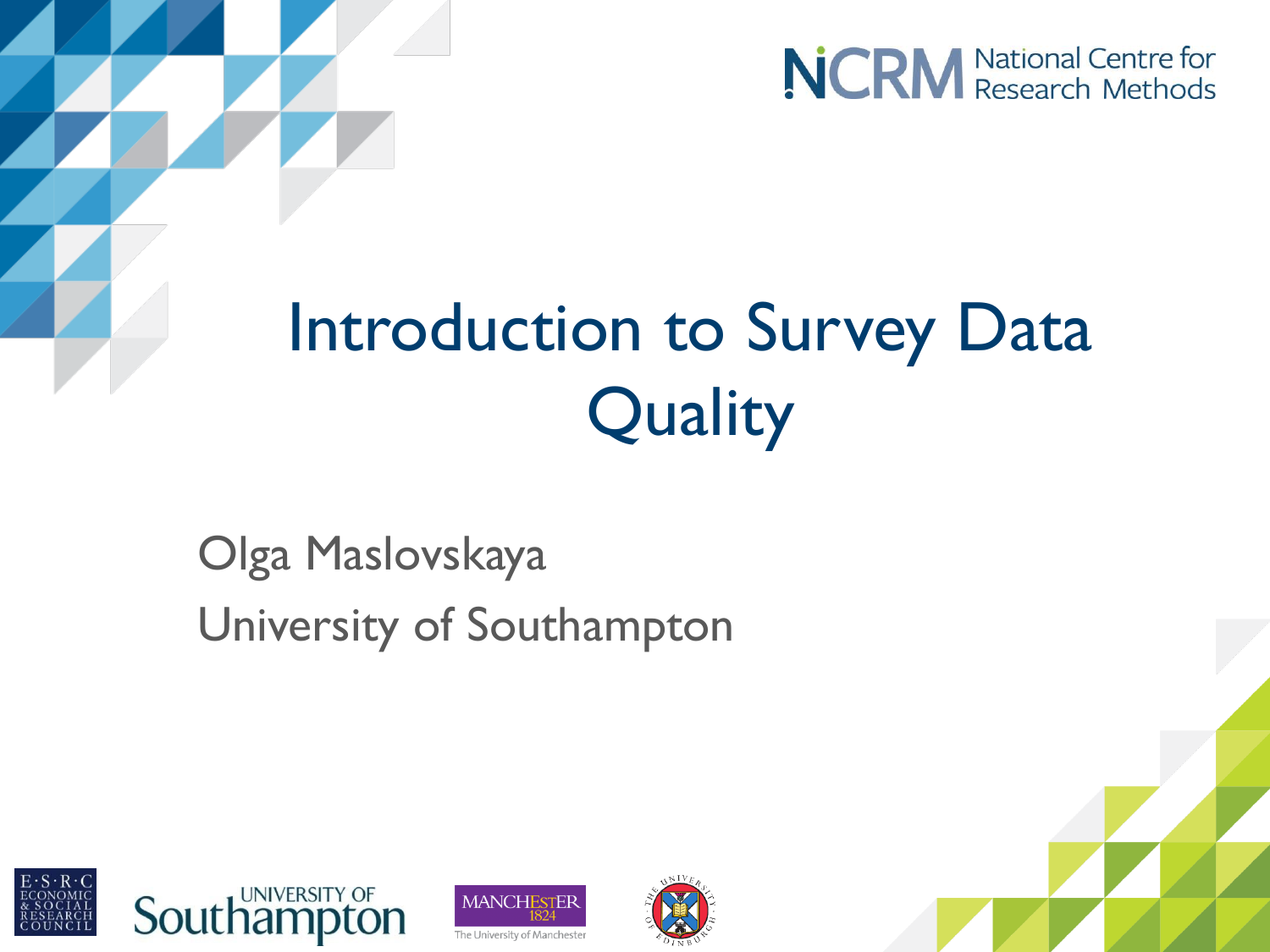NCRM National Centre for Research Methods

# Introduction to Survey Data Quality

Olga Maslovskaya

University of Southampton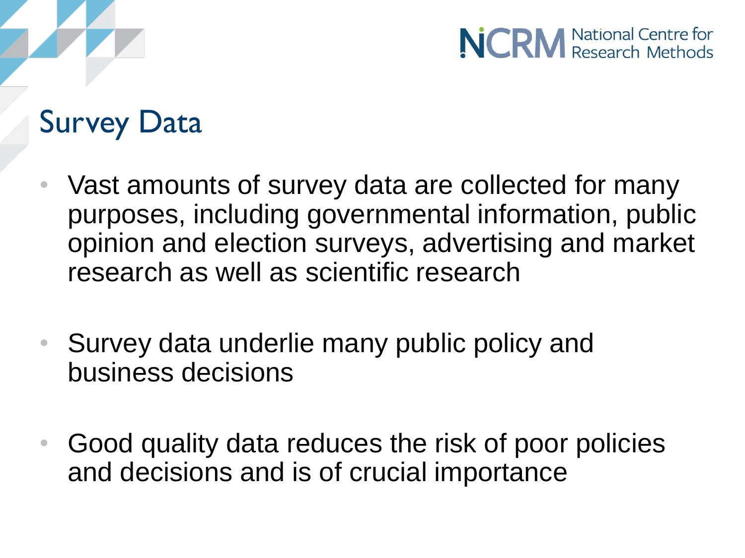# Survey Data

- Vast amounts of survey data are collected for many purposes, including governmental information, public opinion and election surveys, advertising and market research as well as scientific research

- Survey data underlie many public policy and business decisions

- Good quality data reduces the risk of poor policies and decisions and is of crucial importance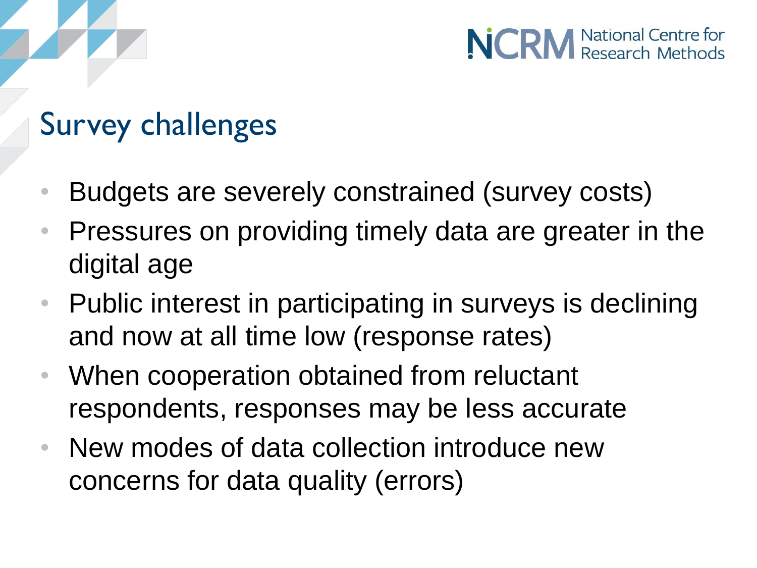# Survey challenges

- Budgets are severely constrained (survey costs)
- Pressures on providing timely data are greater in the digital age
- Public interest in participating in surveys is declining and now at all time low (response rates)
- When cooperation obtained from reluctant respondents, responses may be less accurate
- New modes of data collection introduce new concerns for data quality (errors)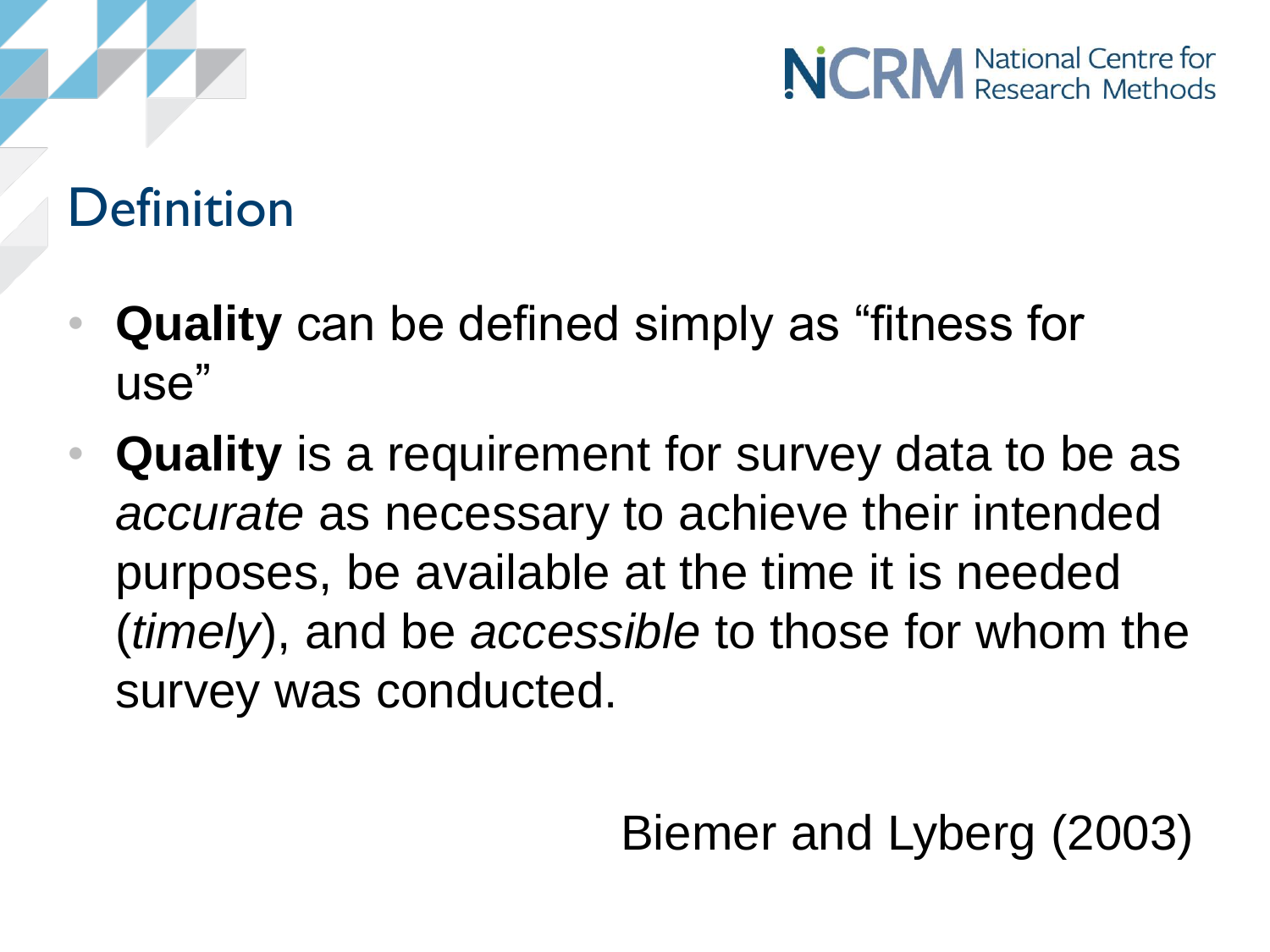## Definition

- **Quality** can be defined simply as "fitness for use"
- **Quality** is a requirement for survey data to be as *accurate* as necessary to achieve their intended purposes, be available at the time it is needed (*timely*), and be *accessible* to those for whom the survey was conducted.

Biemer and Lyberg (2003)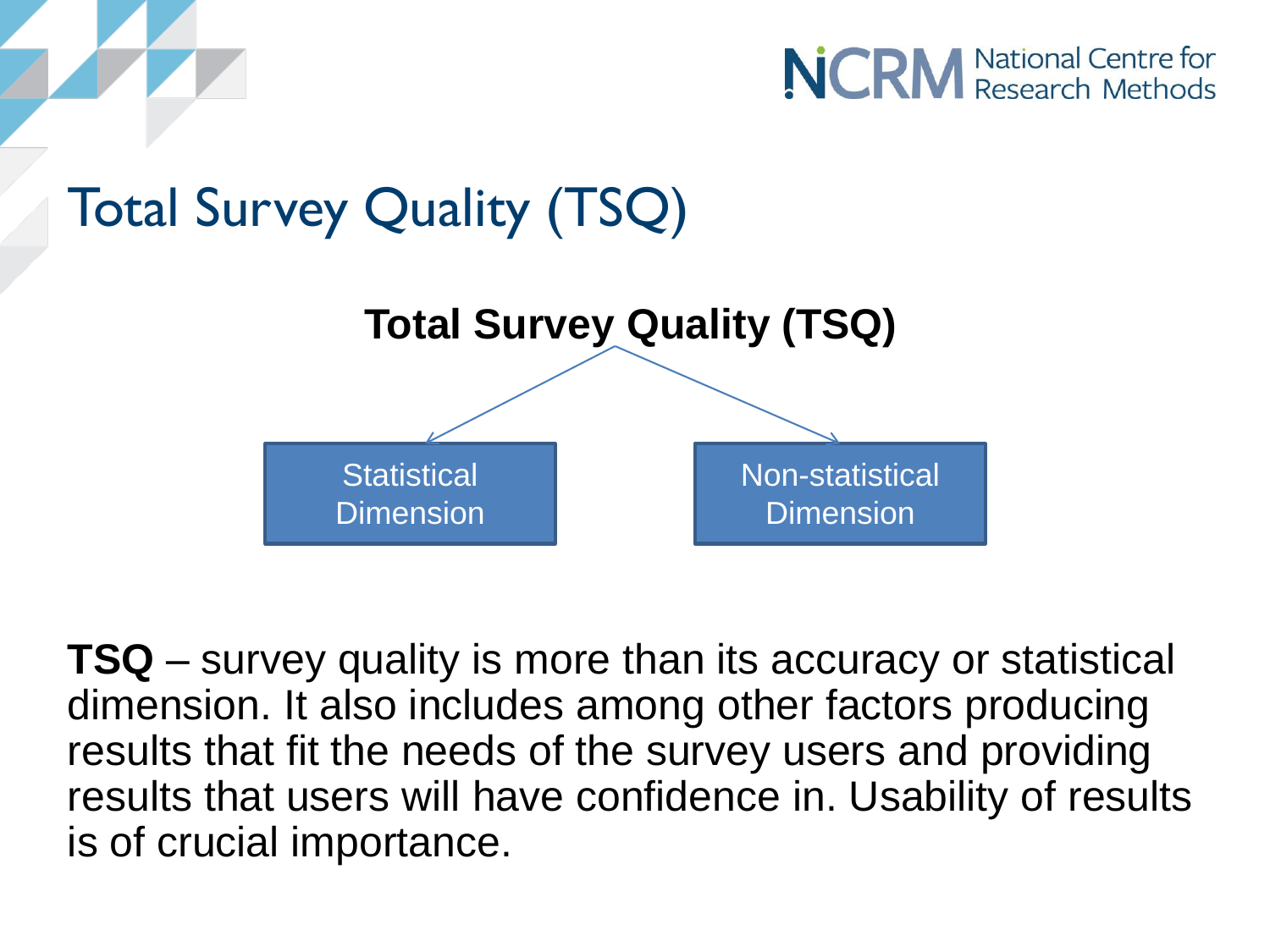# Total Survey Quality (TSQ)

**Total Survey Quality (TSQ)**

- Statistical Dimension
- Non-statistical Dimension

**TSQ** – survey quality is more than its accuracy or statistical dimension. It also includes among other factors producing results that fit the needs of the survey users and providing results that users will have confidence in. Usability of results is of crucial importance.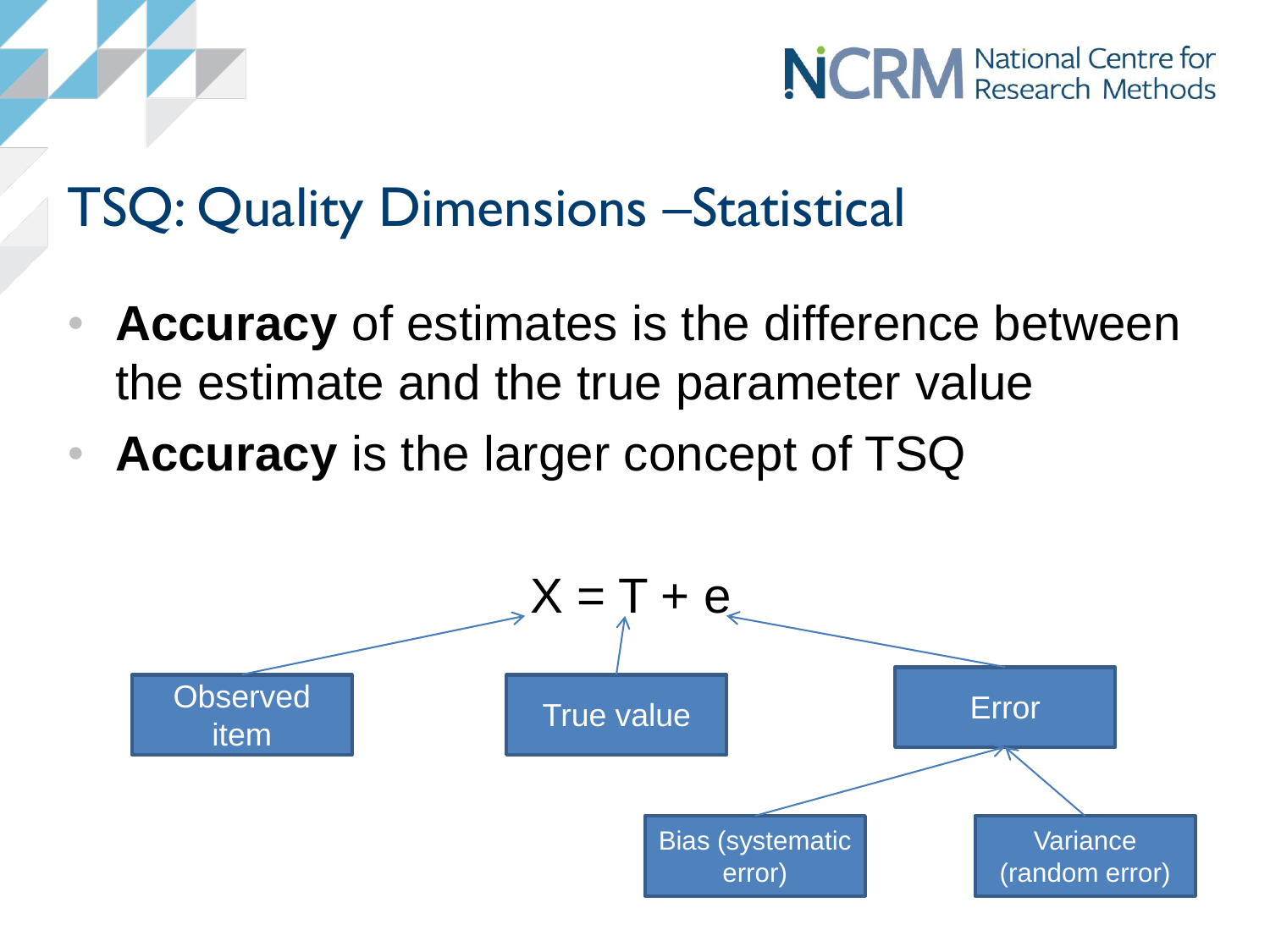# TSQ: Quality Dimensions –Statistical

- **Accuracy** of estimates is the difference between the estimate and the true parameter value
- **Accuracy** is the larger concept of TSQ

$$X = T + e$$

Observed item

True value

Error

Bias (systematic error)

Variance (random error)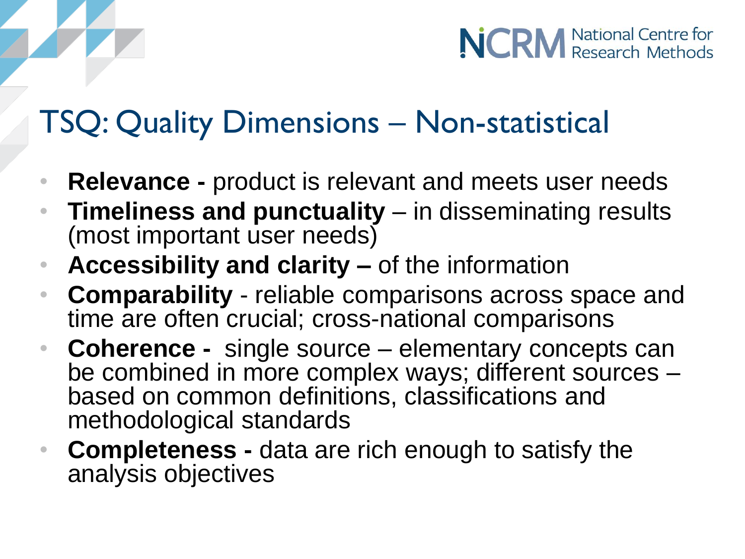# TSQ: Quality Dimensions – Non-statistical

- **Relevance -** product is relevant and meets user needs
- **Timeliness and punctuality** – in disseminating results (most important user needs)
- **Accessibility and clarity –** of the information
- **Comparability** - reliable comparisons across space and time are often crucial; cross-national comparisons
- **Coherence -** single source – elementary concepts can be combined in more complex ways; different sources – based on common definitions, classifications and methodological standards
- **Completeness -** data are rich enough to satisfy the analysis objectives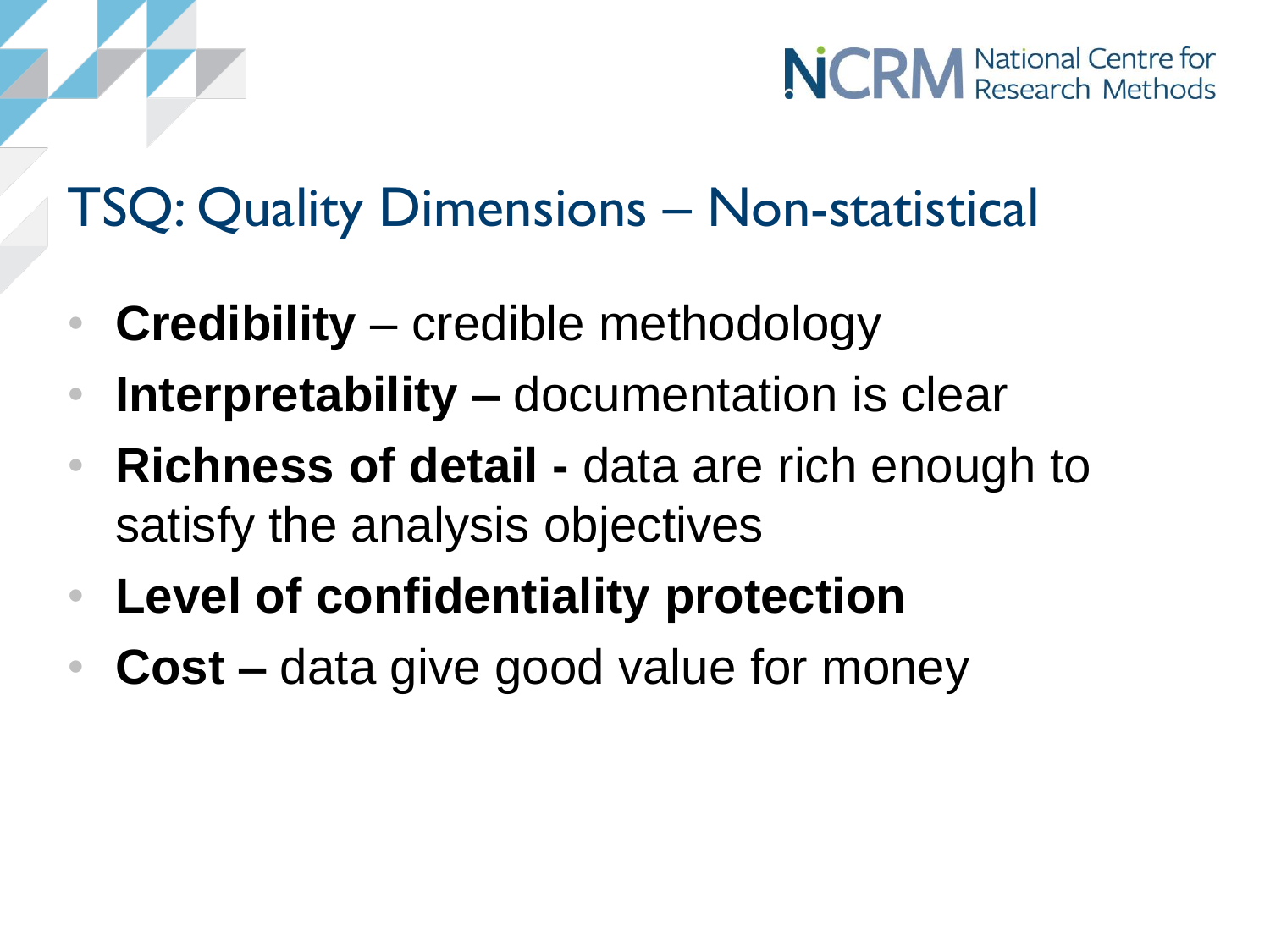# TSQ: Quality Dimensions – Non-statistical

- **Credibility** – credible methodology
- **Interpretability –** documentation is clear
- **Richness of detail -** data are rich enough to satisfy the analysis objectives
- **Level of confidentiality protection**
- **Cost –** data give good value for money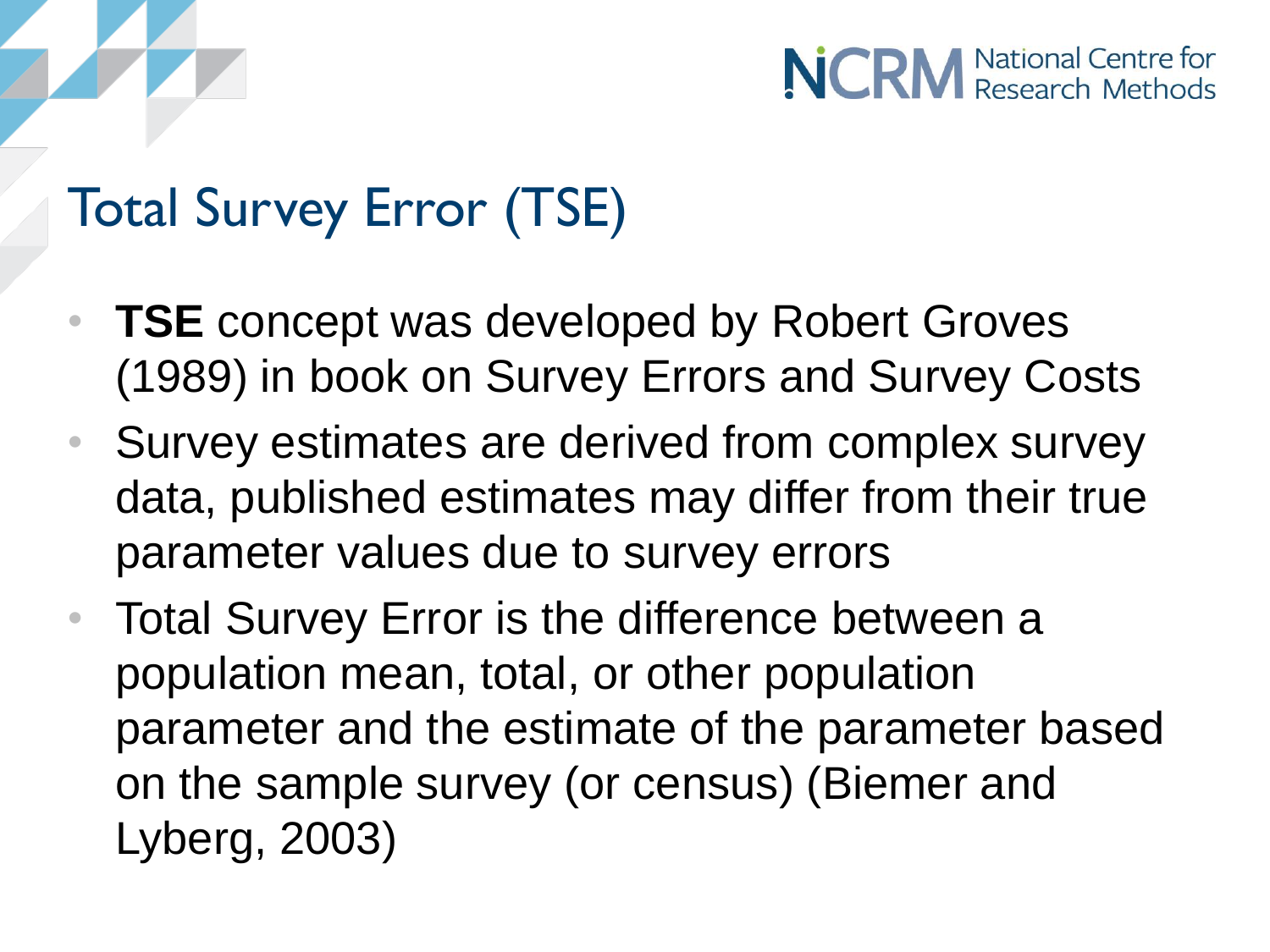# Total Survey Error (TSE)

- **TSE** concept was developed by Robert Groves (1989) in book on Survey Errors and Survey Costs
- Survey estimates are derived from complex survey data, published estimates may differ from their true parameter values due to survey errors
- Total Survey Error is the difference between a population mean, total, or other population parameter and the estimate of the parameter based on the sample survey (or census) (Biemer and Lyberg, 2003)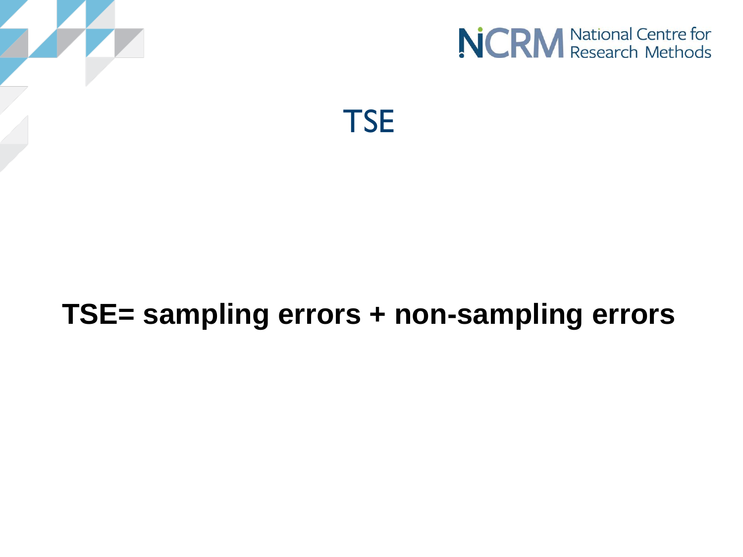# TSE

**TSE= sampling errors + non-sampling errors**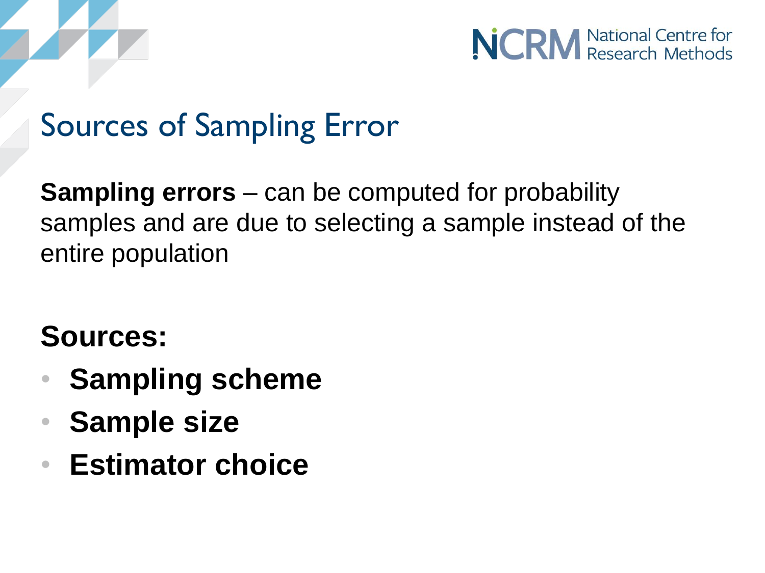# Sources of Sampling Error

**Sampling errors** – can be computed for probability samples and are due to selecting a sample instead of the entire population

**Sources:**

- **Sampling scheme**
- **Sample size**
- **Estimator choice**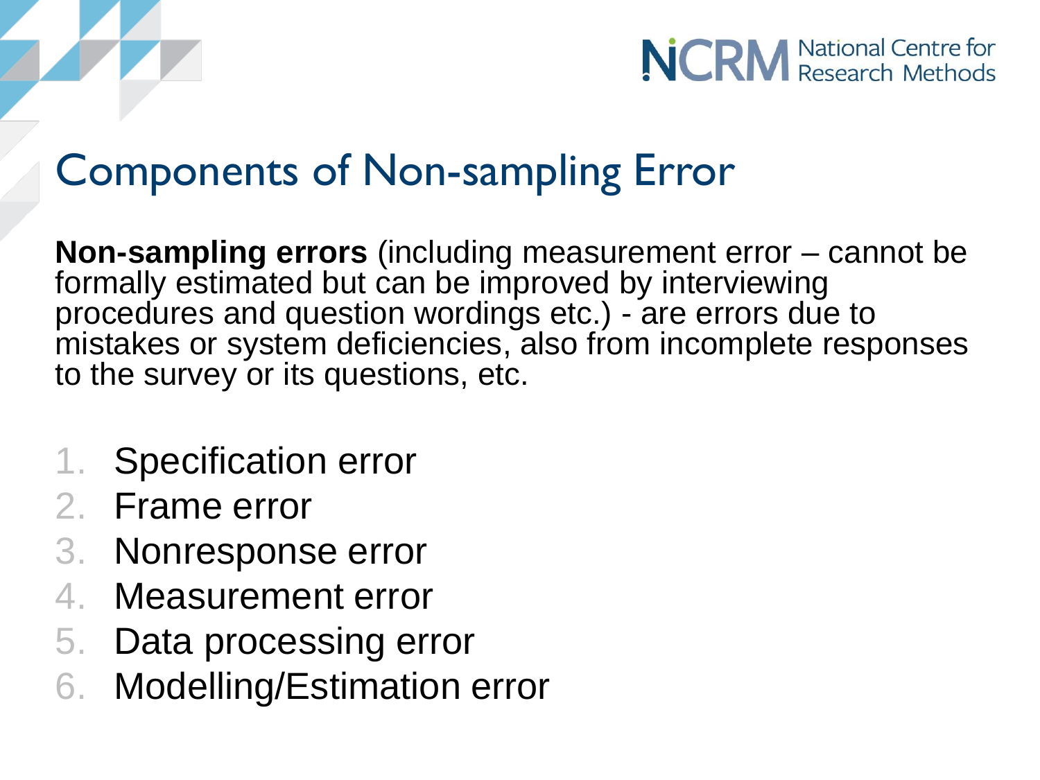# Components of Non-sampling Error

**Non-sampling errors** (including measurement error – cannot be formally estimated but can be improved by interviewing procedures and question wordings etc.) - are errors due to mistakes or system deficiencies, also from incomplete responses to the survey or its questions, etc.

1. Specification error
2. Frame error
3. Nonresponse error
4. Measurement error
5. Data processing error
6. Modelling/Estimation error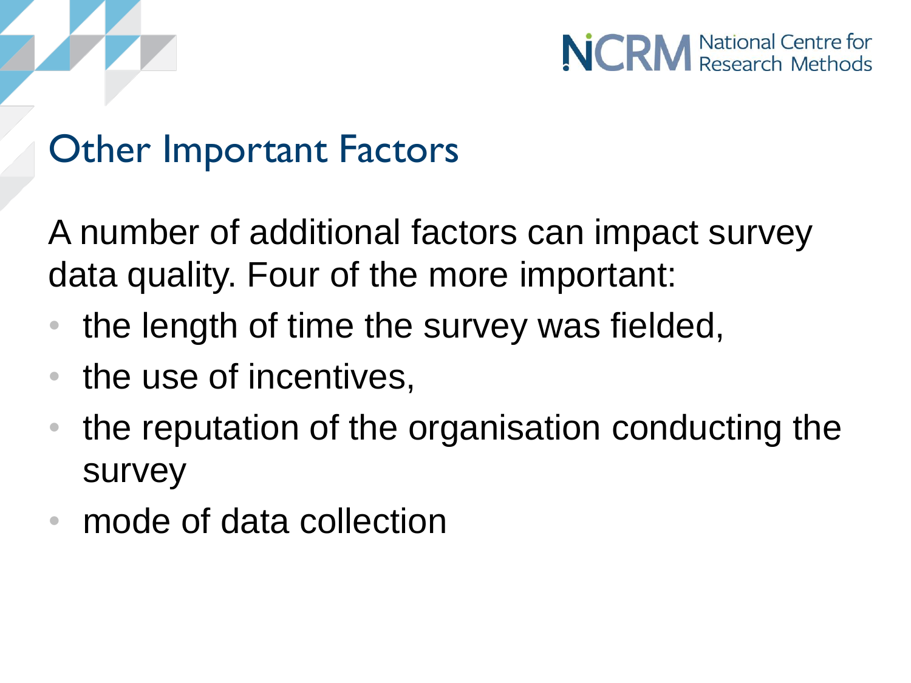## Other Important Factors

A number of additional factors can impact survey data quality. Four of the more important:

- the length of time the survey was fielded,
- the use of incentives,
- the reputation of the organisation conducting the survey
- mode of data collection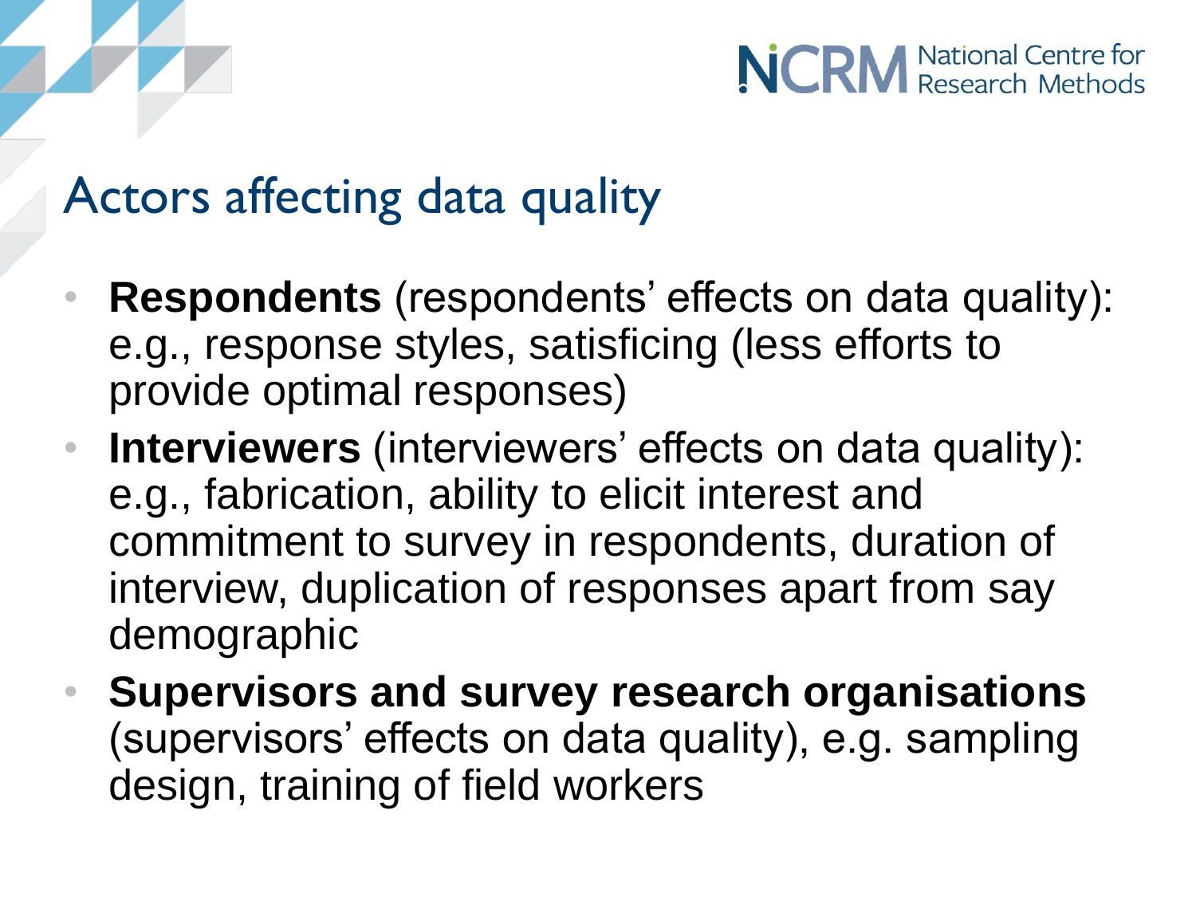# Actors affecting data quality

- **Respondents** (respondents' effects on data quality): e.g., response styles, satisficing (less efforts to provide optimal responses)
- **Interviewers** (interviewers' effects on data quality): e.g., fabrication, ability to elicit interest and commitment to survey in respondents, duration of interview, duplication of responses apart from say demographic
- **Supervisors and survey research organisations** (supervisors' effects on data quality), e.g. sampling design, training of field workers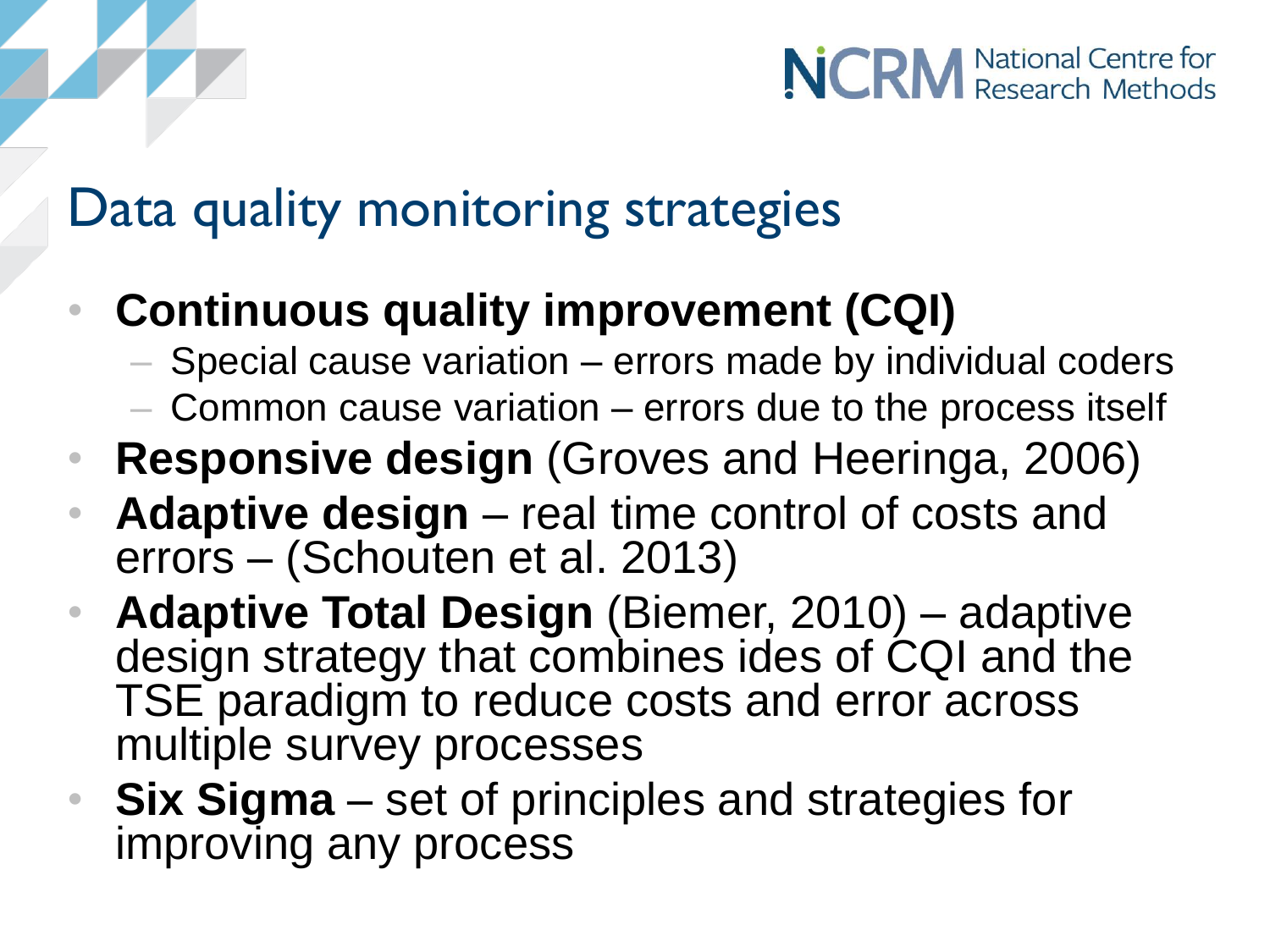# Data quality monitoring strategies

- **Continuous quality improvement (CQI)**
  - Special cause variation – errors made by individual coders
  - Common cause variation – errors due to the process itself
- **Responsive design** (Groves and Heeringa, 2006)
- **Adaptive design** – real time control of costs and errors – (Schouten et al. 2013)
- **Adaptive Total Design** (Biemer, 2010) – adaptive design strategy that combines ides of CQI and the TSE paradigm to reduce costs and error across multiple survey processes
- **Six Sigma** – set of principles and strategies for improving any process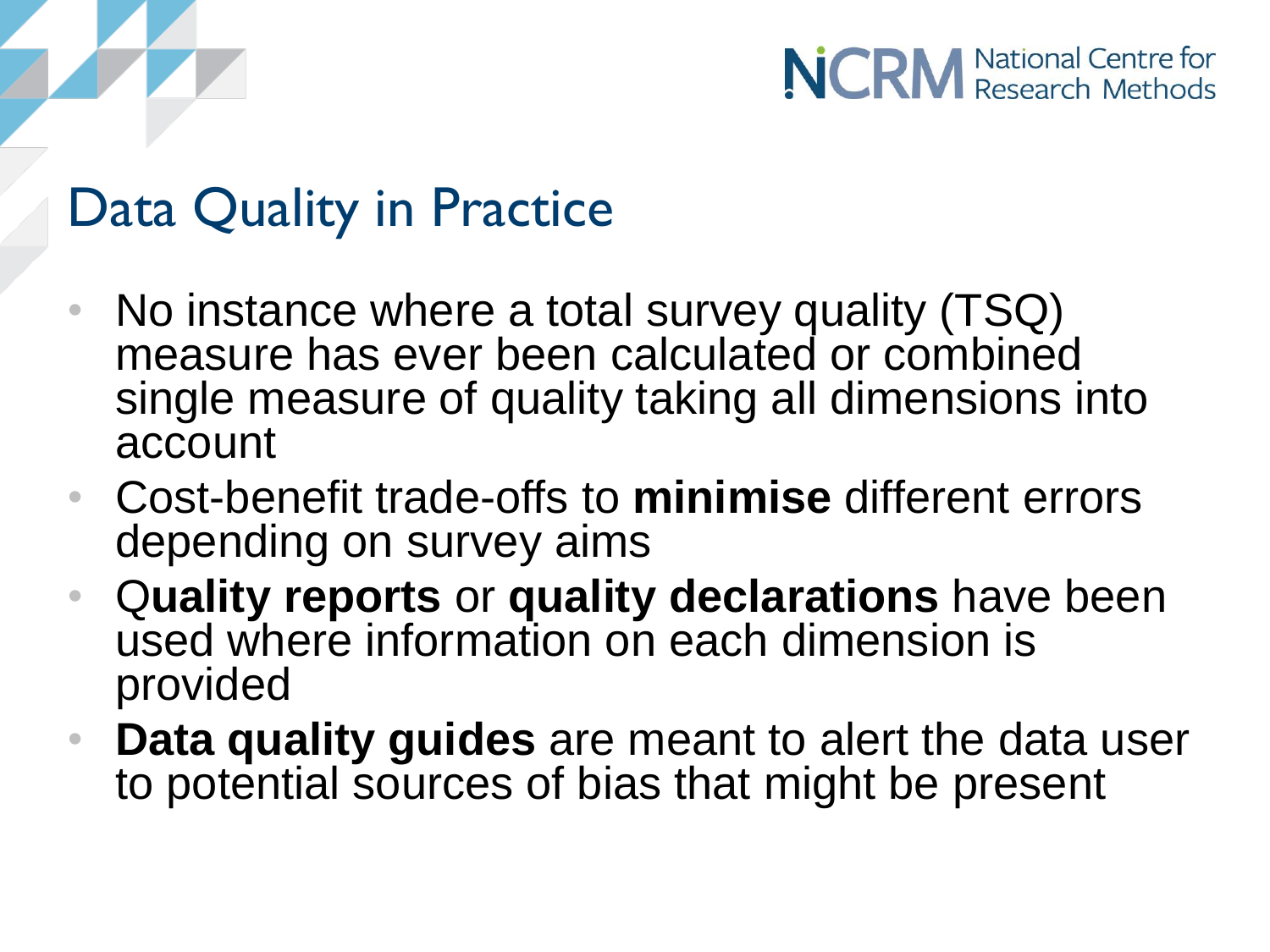# Data Quality in Practice

- No instance where a total survey quality (TSQ) measure has ever been calculated or combined single measure of quality taking all dimensions into account
- Cost-benefit trade-offs to **minimise** different errors depending on survey aims
- Q**uality reports** or **quality declarations** have been used where information on each dimension is provided
- **Data quality guides** are meant to alert the data user to potential sources of bias that might be present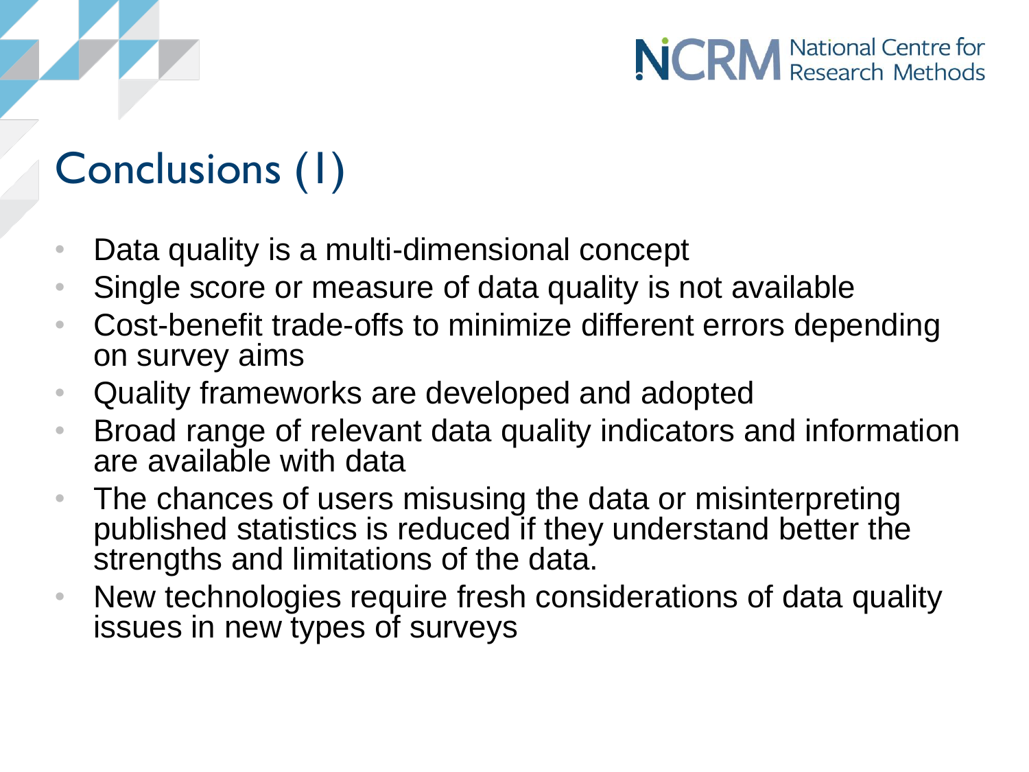# Conclusions (1)

- Data quality is a multi-dimensional concept
- Single score or measure of data quality is not available
- Cost-benefit trade-offs to minimize different errors depending on survey aims
- Quality frameworks are developed and adopted
- Broad range of relevant data quality indicators and information are available with data
- The chances of users misusing the data or misinterpreting published statistics is reduced if they understand better the strengths and limitations of the data.
- New technologies require fresh considerations of data quality issues in new types of surveys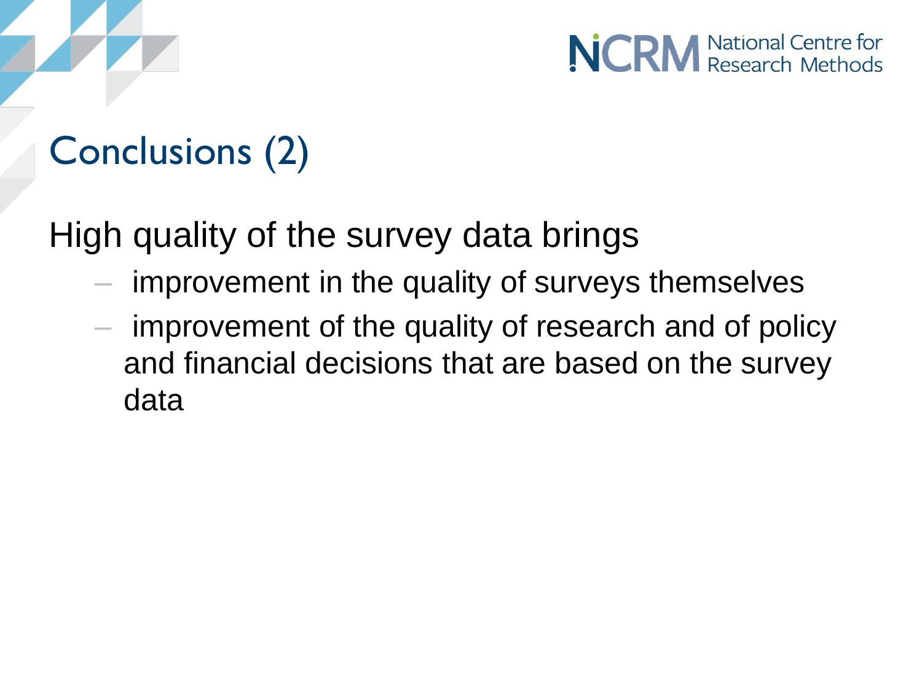# Conclusions (2)

High quality of the survey data brings

- improvement in the quality of surveys themselves
- improvement of the quality of research and of policy and financial decisions that are based on the survey data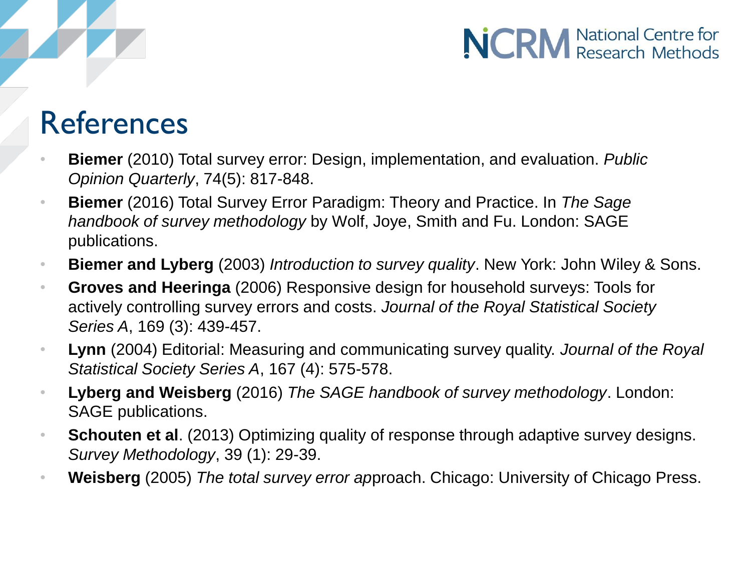# References

- **Biemer** (2010) Total survey error: Design, implementation, and evaluation. *Public Opinion Quarterly*, 74(5): 817-848.
- **Biemer** (2016) Total Survey Error Paradigm: Theory and Practice. In *The Sage handbook of survey methodology* by Wolf, Joye, Smith and Fu. London: SAGE publications.
- **Biemer and Lyberg** (2003) *Introduction to survey quality*. New York: John Wiley & Sons.
- **Groves and Heeringa** (2006) Responsive design for household surveys: Tools for actively controlling survey errors and costs. *Journal of the Royal Statistical Society Series A*, 169 (3): 439-457.
- **Lynn** (2004) Editorial: Measuring and communicating survey quality. *Journal of the Royal Statistical Society Series A*, 167 (4): 575-578.
- **Lyberg and Weisberg** (2016) *The SAGE handbook of survey methodology*. London: SAGE publications.
- **Schouten et al**. (2013) Optimizing quality of response through adaptive survey designs. *Survey Methodology*, 39 (1): 29-39.
- **Weisberg** (2005) *The total survey error ap*proach. Chicago: University of Chicago Press.